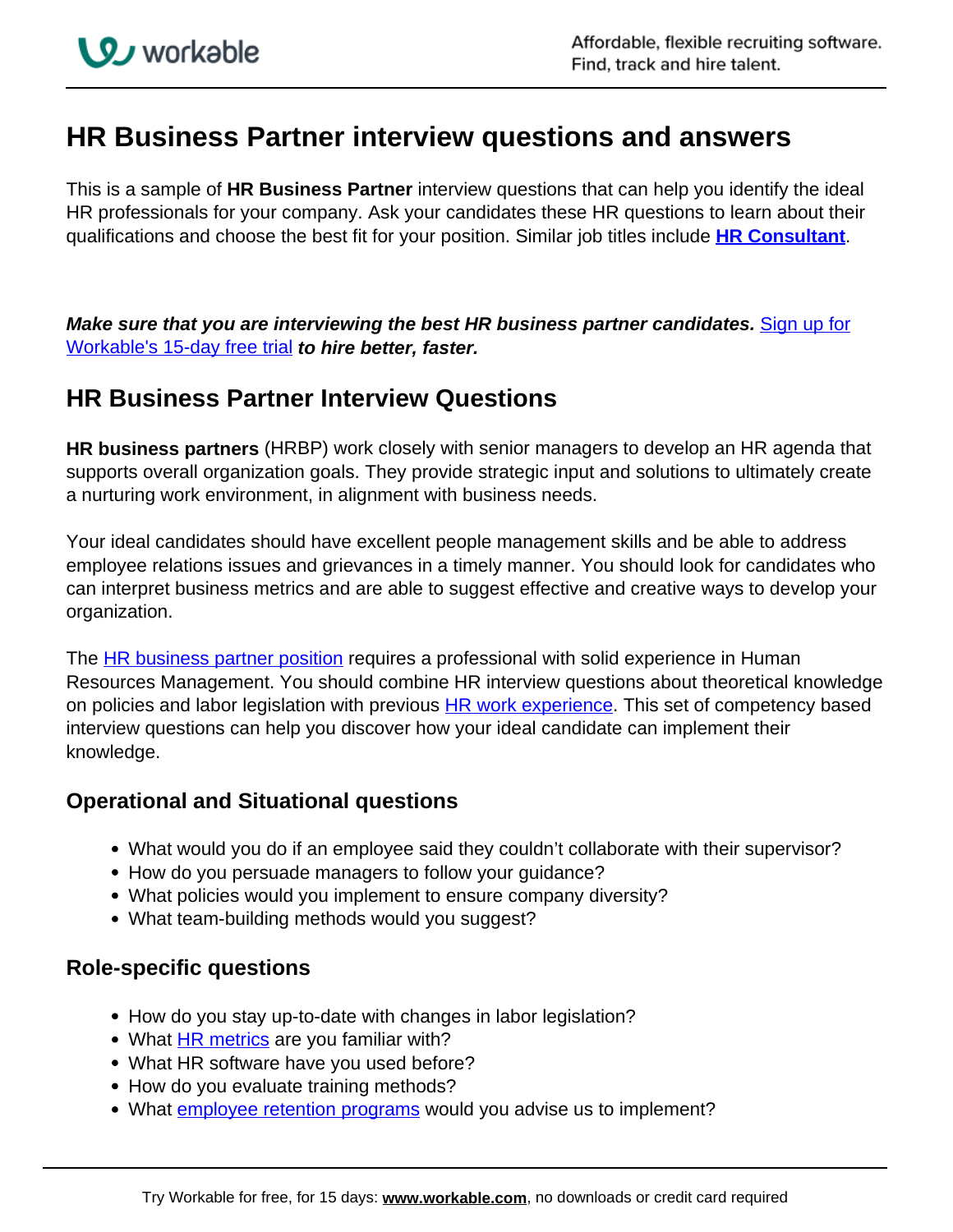# HR Business Partner interview questions and answers

This is a sample of **HR Business Partner** interview questions that can help you identify the ideal HR professionals for your company. Ask your candidates these HR questions to learn about their qualifications and choose the best fit for your position. Similar job titles include **HR Consultant**.

***Make sure that you are interviewing the best HR business partner candidates.*** Sign up for Workable's 15-day free trial ***to hire better, faster.***

## HR Business Partner Interview Questions

**HR business partners** (HRBP) work closely with senior managers to develop an HR agenda that supports overall organization goals. They provide strategic input and solutions to ultimately create a nurturing work environment, in alignment with business needs.

Your ideal candidates should have excellent people management skills and be able to address employee relations issues and grievances in a timely manner. You should look for candidates who can interpret business metrics and are able to suggest effective and creative ways to develop your organization.

The HR business partner position requires a professional with solid experience in Human Resources Management. You should combine HR interview questions about theoretical knowledge on policies and labor legislation with previous HR work experience. This set of competency based interview questions can help you discover how your ideal candidate can implement their knowledge.

### Operational and Situational questions

- What would you do if an employee said they couldn't collaborate with their supervisor?
- How do you persuade managers to follow your guidance?
- What policies would you implement to ensure company diversity?
- What team-building methods would you suggest?

### Role-specific questions

- How do you stay up-to-date with changes in labor legislation?
- What HR metrics are you familiar with?
- What HR software have you used before?
- How do you evaluate training methods?
- What employee retention programs would you advise us to implement?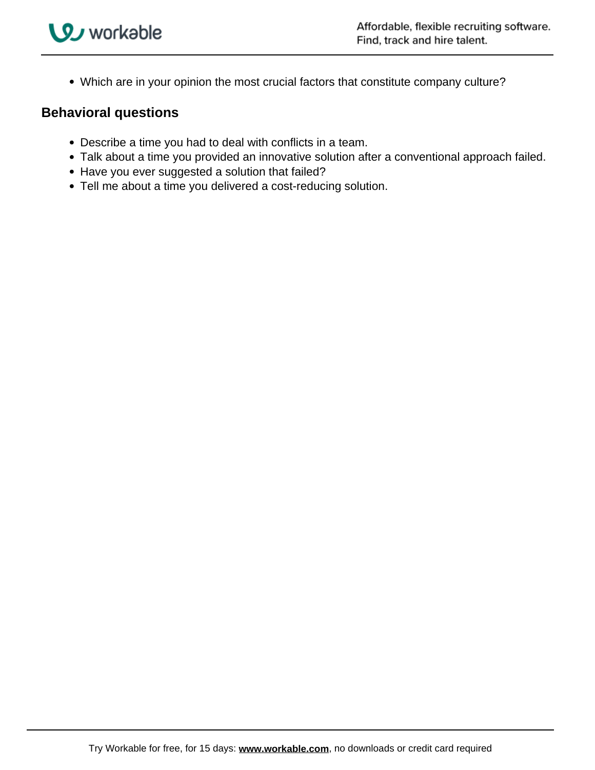- Which are in your opinion the most crucial factors that constitute company culture?

## Behavioral questions

- Describe a time you had to deal with conflicts in a team.
- Talk about a time you provided an innovative solution after a conventional approach failed.
- Have you ever suggested a solution that failed?
- Tell me about a time you delivered a cost-reducing solution.